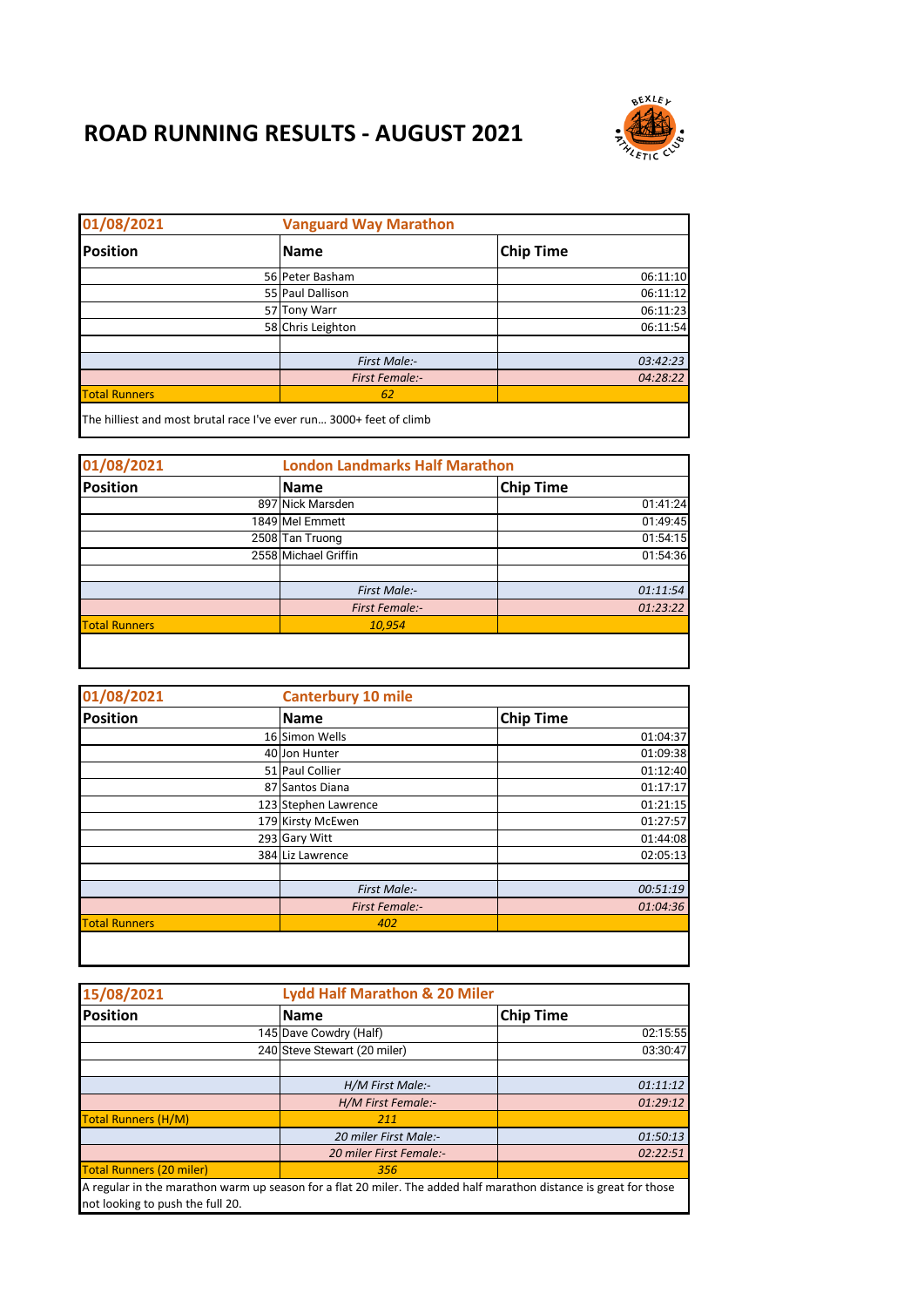# ROAD RUNNING RESULTS - AUGUST 2021

| 01/08/2021 | Vanguard Way Marathon | |
|---|---|---|
| **Position** | **Name** | **Chip Time** |
| 56 | Peter Basham | 06:11:10 |
| 55 | Paul Dallison | 06:11:12 |
| 57 | Tony Warr | 06:11:23 |
| 58 | Chris Leighton | 06:11:54 |
| | | |
| | *First Male:-* | *03:42:23* |
| | *First Female:-* | *04:28:22* |
| Total Runners | *62* | |

The hilliest and most brutal race I've ever run… 3000+ feet of climb

| 01/08/2021 | London Landmarks Half Marathon | |
|---|---|---|
| **Position** | **Name** | **Chip Time** |
| 897 | Nick Marsden | 01:41:24 |
| 1849 | Mel Emmett | 01:49:45 |
| 2508 | Tan Truong | 01:54:15 |
| 2558 | Michael Griffin | 01:54:36 |
| | | |
| | *First Male:-* | *01:11:54* |
| | *First Female:-* | *01:23:22* |
| Total Runners | *10,954* | |

| 01/08/2021 | Canterbury 10 mile | |
|---|---|---|
| **Position** | **Name** | **Chip Time** |
| 16 | Simon Wells | 01:04:37 |
| 40 | Jon Hunter | 01:09:38 |
| 51 | Paul Collier | 01:12:40 |
| 87 | Santos Diana | 01:17:17 |
| 123 | Stephen Lawrence | 01:21:15 |
| 179 | Kirsty McEwen | 01:27:57 |
| 293 | Gary Witt | 01:44:08 |
| 384 | Liz Lawrence | 02:05:13 |
| | | |
| | *First Male:-* | *00:51:19* |
| | *First Female:-* | *01:04:36* |
| Total Runners | *402* | |

| 15/08/2021 | Lydd Half Marathon & 20 Miler | |
|---|---|---|
| **Position** | **Name** | **Chip Time** |
| 145 | Dave Cowdry (Half) | 02:15:55 |
| 240 | Steve Stewart (20 miler) | 03:30:47 |
| | | |
| | *H/M First Male:-* | *01:11:12* |
| | *H/M First Female:-* | *01:29:12* |
| Total Runners (H/M) | *211* | |
| | *20 miler First Male:-* | *01:50:13* |
| | *20 miler First Female:-* | *02:22:51* |
| Total Runners (20 miler) | *356* | |

A regular in the marathon warm up season for a flat 20 miler. The added half marathon distance is great for those not looking to push the full 20.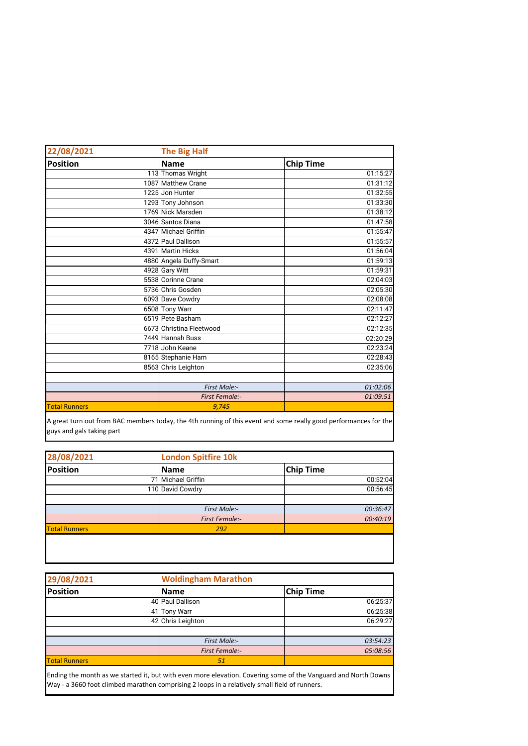| 22/08/2021 | The Big Half | |
|---|---|---|
| **Position** | **Name** | **Chip Time** |
| 113 | Thomas Wright | 01:15:27 |
| 1087 | Matthew Crane | 01:31:12 |
| 1225 | Jon Hunter | 01:32:55 |
| 1293 | Tony Johnson | 01:33:30 |
| 1769 | Nick Marsden | 01:38:12 |
| 3046 | Santos Diana | 01:47:58 |
| 4347 | Michael Griffin | 01:55:47 |
| 4372 | Paul Dallison | 01:55:57 |
| 4391 | Martin Hicks | 01:56:04 |
| 4880 | Angela Duffy-Smart | 01:59:13 |
| 4928 | Gary Witt | 01:59:31 |
| 5538 | Corinne Crane | 02:04:03 |
| 5736 | Chris Gosden | 02:05:30 |
| 6093 | Dave Cowdry | 02:08:08 |
| 6508 | Tony Warr | 02:11:47 |
| 6519 | Pete Basham | 02:12:27 |
| 6673 | Christina Fleetwood | 02:12:35 |
| 7449 | Hannah Buss | 02:20:29 |
| 7718 | John Keane | 02:23:24 |
| 8165 | Stephanie Ham | 02:28:43 |
| 8563 | Chris Leighton | 02:35:06 |
| | | |
| | *First Male:-* | *01:02:06* |
| | *First Female:-* | *01:09:51* |
| Total Runners | *9,745* | |

A great turn out from BAC members today, the 4th running of this event and some really good performances for the guys and gals taking part

| 28/08/2021 | London Spitfire 10k | |
|---|---|---|
| **Position** | **Name** | **Chip Time** |
| 71 | Michael Griffin | 00:52:04 |
| 110 | David Cowdry | 00:56:45 |
| | | |
| | *First Male:-* | *00:36:47* |
| | *First Female:-* | *00:40:19* |
| Total Runners | *292* | |

| 29/08/2021 | Woldingham Marathon | |
|---|---|---|
| **Position** | **Name** | **Chip Time** |
| 40 | Paul Dallison | 06:25:37 |
| 41 | Tony Warr | 06:25:38 |
| 42 | Chris Leighton | 06:29:27 |
| | | |
| | *First Male:-* | *03:54:23* |
| | *First Female:-* | *05:08:56* |
| Total Runners | *51* | |

Ending the month as we started it, but with even more elevation. Covering some of the Vanguard and North Downs Way - a 3660 foot climbed marathon comprising 2 loops in a relatively small field of runners.